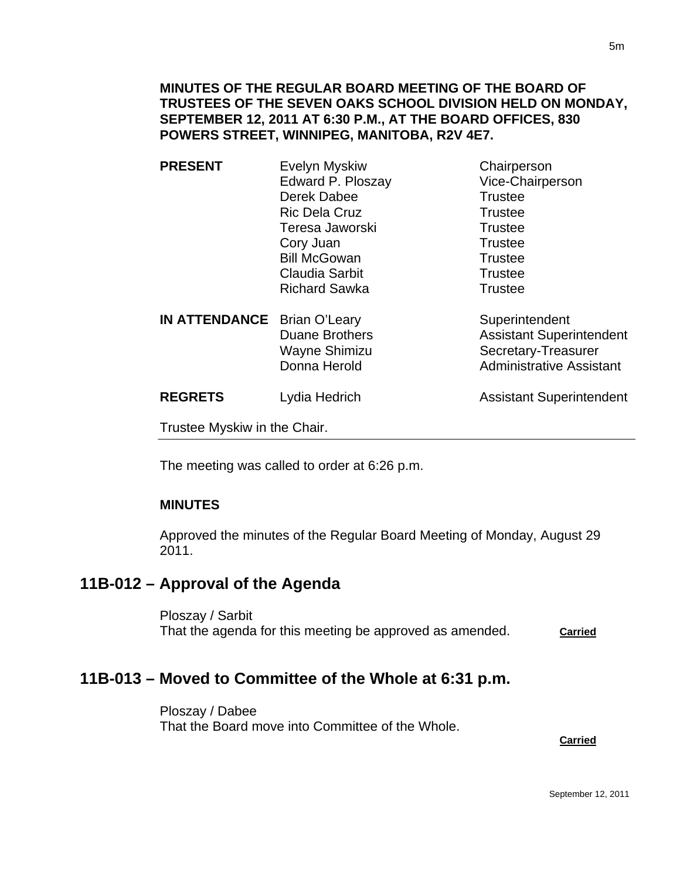**MINUTES OF THE REGULAR BOARD MEETING OF THE BOARD OF TRUSTEES OF THE SEVEN OAKS SCHOOL DIVISION HELD ON MONDAY, SEPTEMBER 12, 2011 AT 6:30 P.M., AT THE BOARD OFFICES, 830 POWERS STREET, WINNIPEG, MANITOBA, R2V 4E7.**

| | | |
|---|---|---|
| **PRESENT** | Evelyn Myskiw | Chairperson |
| | Edward P. Ploszay | Vice-Chairperson |
| | Derek Dabee | Trustee |
| | Ric Dela Cruz | Trustee |
| | Teresa Jaworski | Trustee |
| | Cory Juan | Trustee |
| | Bill McGowan | Trustee |
| | Claudia Sarbit | Trustee |
| | Richard Sawka | Trustee |
| **IN ATTENDANCE** | Brian O'Leary | Superintendent |
| | Duane Brothers | Assistant Superintendent |
| | Wayne Shimizu | Secretary-Treasurer |
| | Donna Herold | Administrative Assistant |
| **REGRETS** | Lydia Hedrich | Assistant Superintendent |

Trustee Myskiw in the Chair.

---

The meeting was called to order at 6:26 p.m.

**MINUTES**

Approved the minutes of the Regular Board Meeting of Monday, August 29 2011.

## 11B-012 – Approval of the Agenda

Ploszay / Sarbit
That the agenda for this meeting be approved as amended. **Carried**

## 11B-013 – Moved to Committee of the Whole at 6:31 p.m.

Ploszay / Dabee
That the Board move into Committee of the Whole.

**Carried**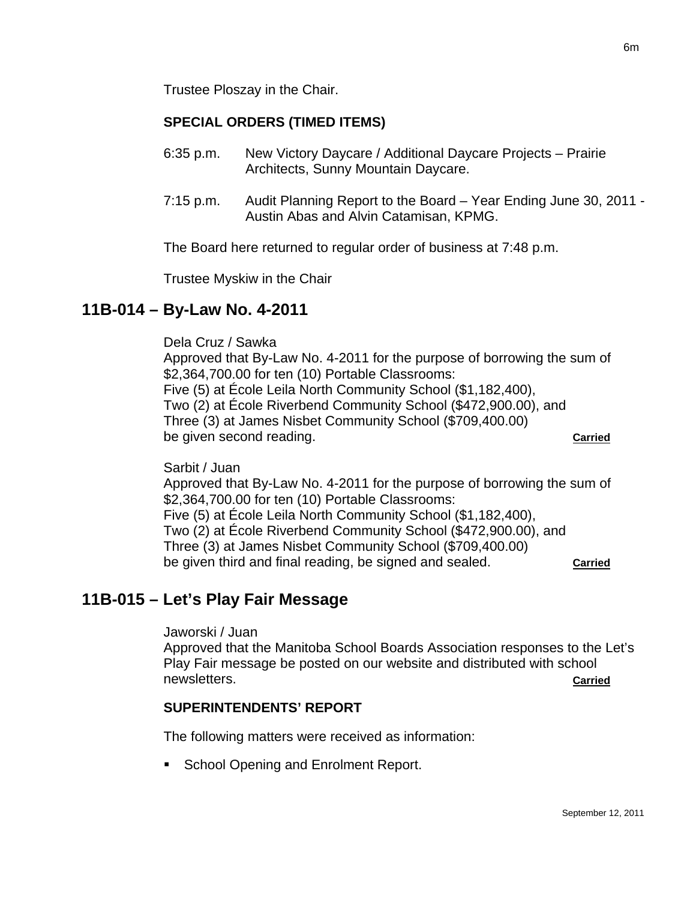Trustee Ploszay in the Chair.

**SPECIAL ORDERS (TIMED ITEMS)**

6:35 p.m. New Victory Daycare / Additional Daycare Projects – Prairie Architects, Sunny Mountain Daycare.

7:15 p.m. Audit Planning Report to the Board – Year Ending June 30, 2011 - Austin Abas and Alvin Catamisan, KPMG.

The Board here returned to regular order of business at 7:48 p.m.

Trustee Myskiw in the Chair

## 11B-014 – By-Law No. 4-2011

Dela Cruz / Sawka
Approved that By-Law No. 4-2011 for the purpose of borrowing the sum of $2,364,700.00 for ten (10) Portable Classrooms:
Five (5) at École Leila North Community School ($1,182,400),
Two (2) at École Riverbend Community School ($472,900.00), and
Three (3) at James Nisbet Community School ($709,400.00)
be given second reading. **Carried**

Sarbit / Juan
Approved that By-Law No. 4-2011 for the purpose of borrowing the sum of $2,364,700.00 for ten (10) Portable Classrooms:
Five (5) at École Leila North Community School ($1,182,400),
Two (2) at École Riverbend Community School ($472,900.00), and
Three (3) at James Nisbet Community School ($709,400.00)
be given third and final reading, be signed and sealed. **Carried**

## 11B-015 – Let's Play Fair Message

Jaworski / Juan
Approved that the Manitoba School Boards Association responses to the Let's Play Fair message be posted on our website and distributed with school newsletters. **Carried**

**SUPERINTENDENTS' REPORT**

The following matters were received as information:

- School Opening and Enrolment Report.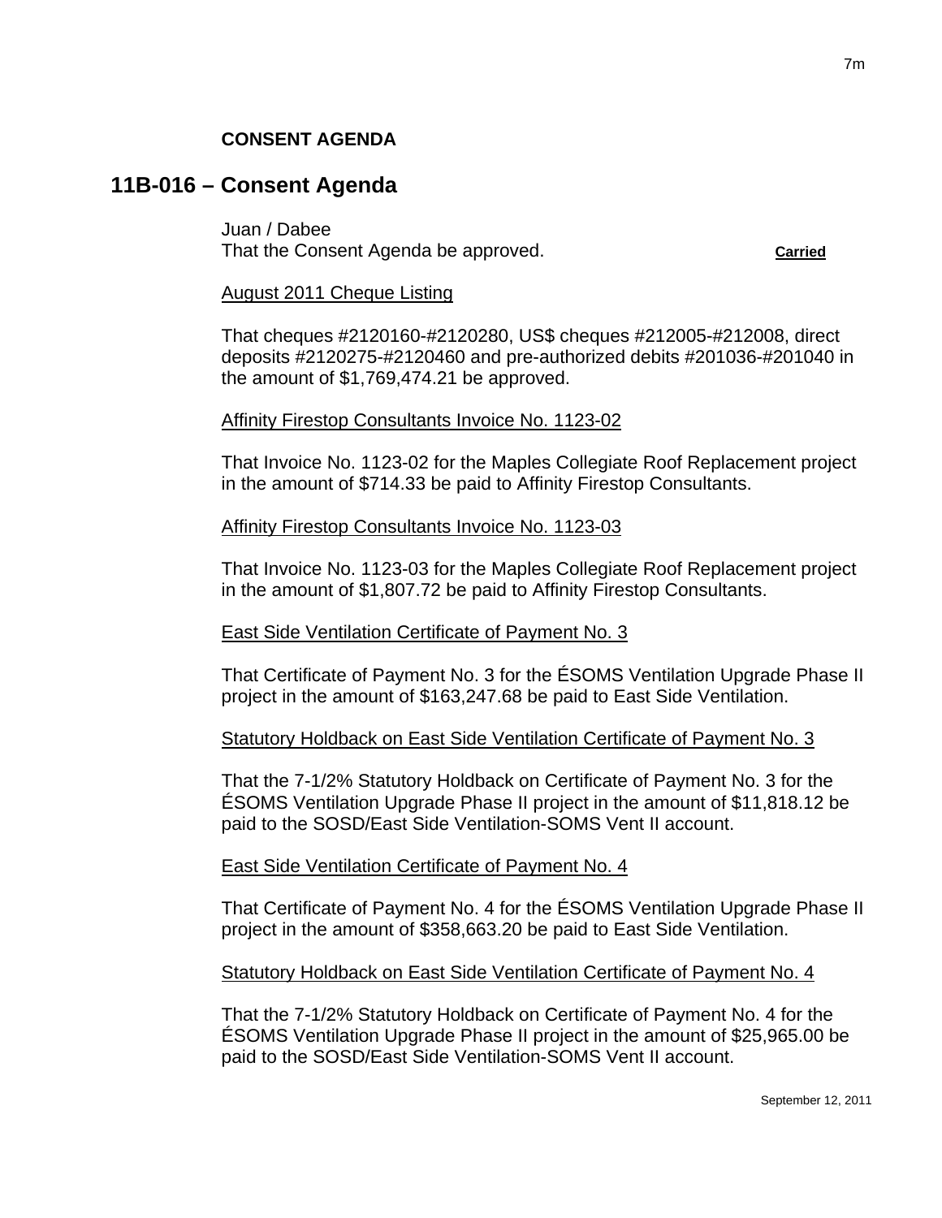**CONSENT AGENDA**

## 11B-016 – Consent Agenda

Juan / Dabee
That the Consent Agenda be approved. **Carried**

August 2011 Cheque Listing

That cheques #2120160-#2120280, US$ cheques #212005-#212008, direct deposits #2120275-#2120460 and pre-authorized debits #201036-#201040 in the amount of $1,769,474.21 be approved.

Affinity Firestop Consultants Invoice No. 1123-02

That Invoice No. 1123-02 for the Maples Collegiate Roof Replacement project in the amount of $714.33 be paid to Affinity Firestop Consultants.

Affinity Firestop Consultants Invoice No. 1123-03

That Invoice No. 1123-03 for the Maples Collegiate Roof Replacement project in the amount of $1,807.72 be paid to Affinity Firestop Consultants.

East Side Ventilation Certificate of Payment No. 3

That Certificate of Payment No. 3 for the ÉSOMS Ventilation Upgrade Phase II project in the amount of $163,247.68 be paid to East Side Ventilation.

Statutory Holdback on East Side Ventilation Certificate of Payment No. 3

That the 7-1/2% Statutory Holdback on Certificate of Payment No. 3 for the ÉSOMS Ventilation Upgrade Phase II project in the amount of $11,818.12 be paid to the SOSD/East Side Ventilation-SOMS Vent II account.

East Side Ventilation Certificate of Payment No. 4

That Certificate of Payment No. 4 for the ÉSOMS Ventilation Upgrade Phase II project in the amount of $358,663.20 be paid to East Side Ventilation.

Statutory Holdback on East Side Ventilation Certificate of Payment No. 4

That the 7-1/2% Statutory Holdback on Certificate of Payment No. 4 for the ÉSOMS Ventilation Upgrade Phase II project in the amount of $25,965.00 be paid to the SOSD/East Side Ventilation-SOMS Vent II account.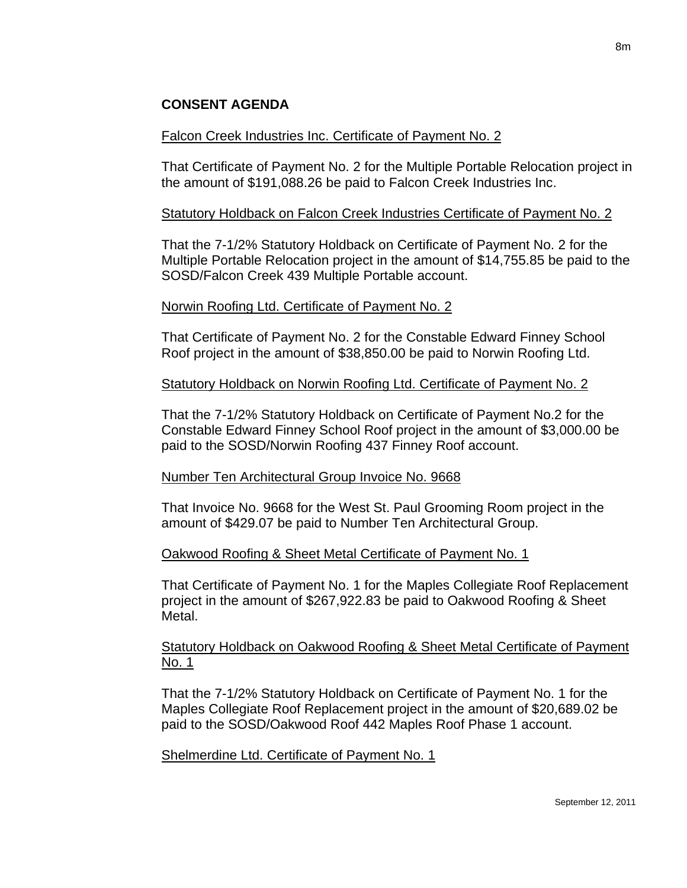**CONSENT AGENDA**

Falcon Creek Industries Inc. Certificate of Payment No. 2

That Certificate of Payment No. 2 for the Multiple Portable Relocation project in the amount of $191,088.26 be paid to Falcon Creek Industries Inc.

Statutory Holdback on Falcon Creek Industries Certificate of Payment No. 2

That the 7-1/2% Statutory Holdback on Certificate of Payment No. 2 for the Multiple Portable Relocation project in the amount of $14,755.85 be paid to the SOSD/Falcon Creek 439 Multiple Portable account.

Norwin Roofing Ltd. Certificate of Payment No. 2

That Certificate of Payment No. 2 for the Constable Edward Finney School Roof project in the amount of $38,850.00 be paid to Norwin Roofing Ltd.

Statutory Holdback on Norwin Roofing Ltd. Certificate of Payment No. 2

That the 7-1/2% Statutory Holdback on Certificate of Payment No.2 for the Constable Edward Finney School Roof project in the amount of $3,000.00 be paid to the SOSD/Norwin Roofing 437 Finney Roof account.

Number Ten Architectural Group Invoice No. 9668

That Invoice No. 9668 for the West St. Paul Grooming Room project in the amount of $429.07 be paid to Number Ten Architectural Group.

Oakwood Roofing & Sheet Metal Certificate of Payment No. 1

That Certificate of Payment No. 1 for the Maples Collegiate Roof Replacement project in the amount of $267,922.83 be paid to Oakwood Roofing & Sheet Metal.

Statutory Holdback on Oakwood Roofing & Sheet Metal Certificate of Payment No. 1

That the 7-1/2% Statutory Holdback on Certificate of Payment No. 1 for the Maples Collegiate Roof Replacement project in the amount of $20,689.02 be paid to the SOSD/Oakwood Roof 442 Maples Roof Phase 1 account.

Shelmerdine Ltd. Certificate of Payment No. 1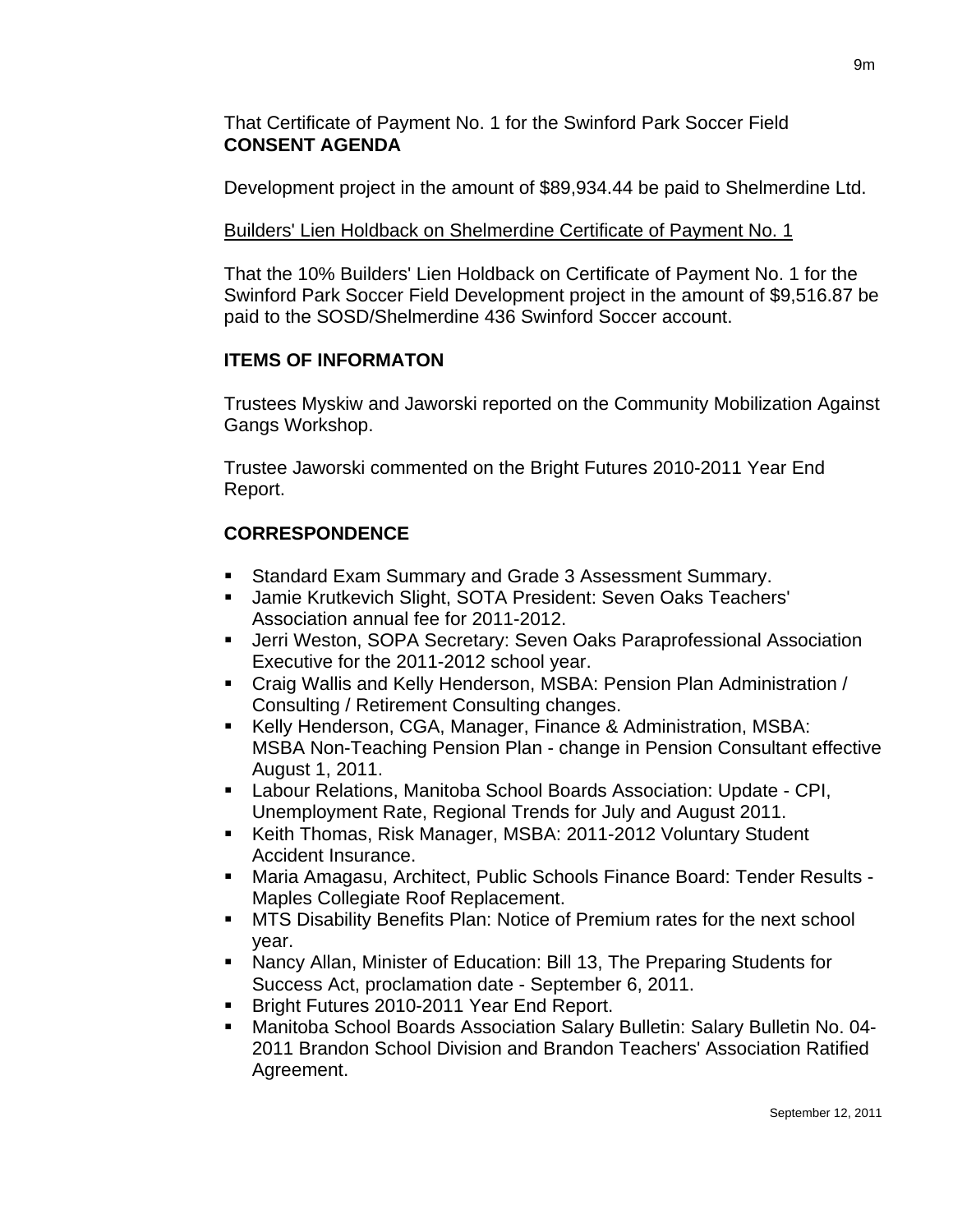That Certificate of Payment No. 1 for the Swinford Park Soccer Field
**CONSENT AGENDA**

Development project in the amount of $89,934.44 be paid to Shelmerdine Ltd.

Builders' Lien Holdback on Shelmerdine Certificate of Payment No. 1

That the 10% Builders' Lien Holdback on Certificate of Payment No. 1 for the Swinford Park Soccer Field Development project in the amount of $9,516.87 be paid to the SOSD/Shelmerdine 436 Swinford Soccer account.

**ITEMS OF INFORMATON**

Trustees Myskiw and Jaworski reported on the Community Mobilization Against Gangs Workshop.

Trustee Jaworski commented on the Bright Futures 2010-2011 Year End Report.

**CORRESPONDENCE**

- Standard Exam Summary and Grade 3 Assessment Summary.
- Jamie Krutkevich Slight, SOTA President: Seven Oaks Teachers' Association annual fee for 2011-2012.
- Jerri Weston, SOPA Secretary: Seven Oaks Paraprofessional Association Executive for the 2011-2012 school year.
- Craig Wallis and Kelly Henderson, MSBA: Pension Plan Administration / Consulting / Retirement Consulting changes.
- Kelly Henderson, CGA, Manager, Finance & Administration, MSBA: MSBA Non-Teaching Pension Plan - change in Pension Consultant effective August 1, 2011.
- Labour Relations, Manitoba School Boards Association: Update - CPI, Unemployment Rate, Regional Trends for July and August 2011.
- Keith Thomas, Risk Manager, MSBA: 2011-2012 Voluntary Student Accident Insurance.
- Maria Amagasu, Architect, Public Schools Finance Board: Tender Results - Maples Collegiate Roof Replacement.
- MTS Disability Benefits Plan: Notice of Premium rates for the next school year.
- Nancy Allan, Minister of Education: Bill 13, The Preparing Students for Success Act, proclamation date - September 6, 2011.
- Bright Futures 2010-2011 Year End Report.
- Manitoba School Boards Association Salary Bulletin: Salary Bulletin No. 04-2011 Brandon School Division and Brandon Teachers' Association Ratified Agreement.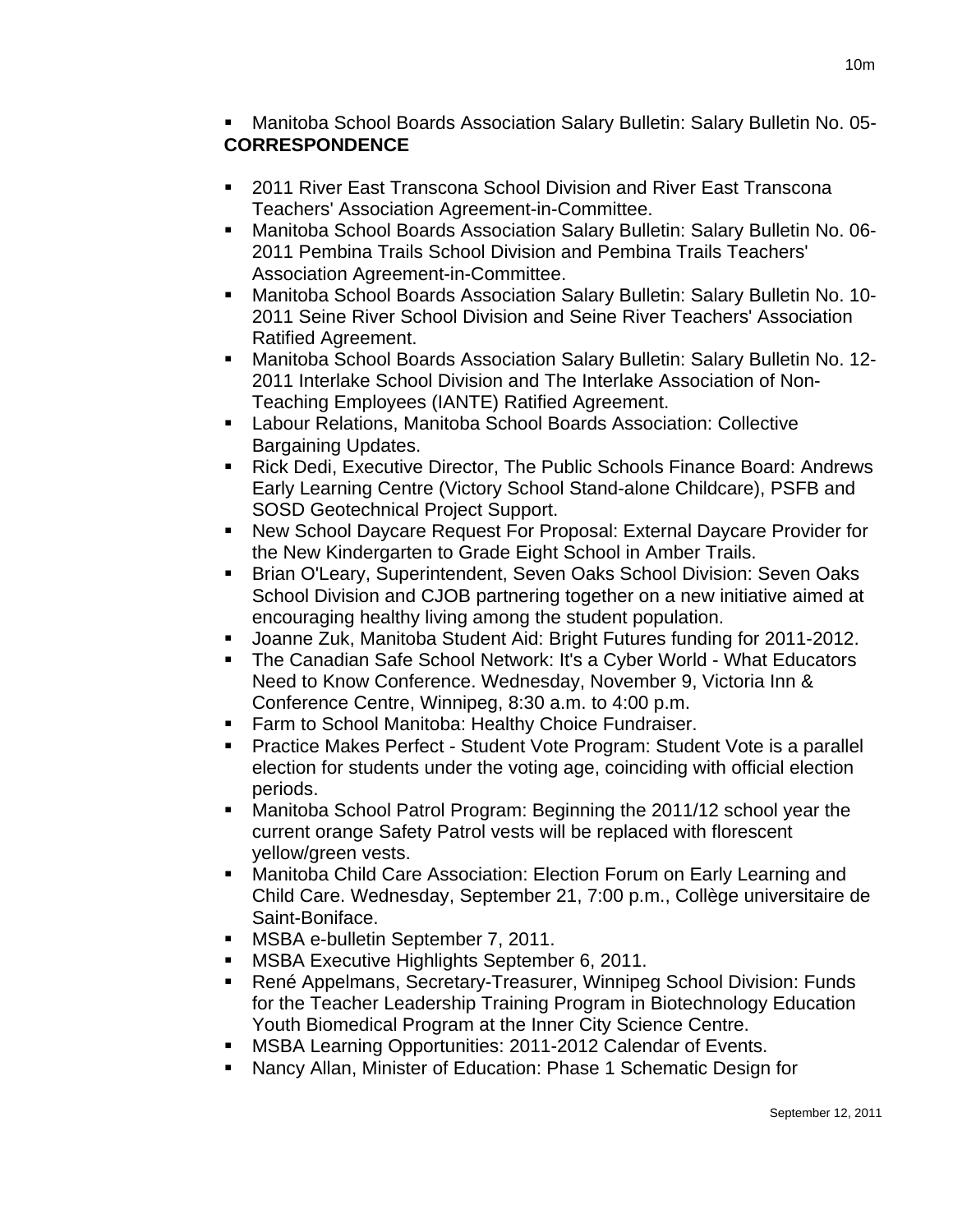- Manitoba School Boards Association Salary Bulletin: Salary Bulletin No. 05-

**CORRESPONDENCE**

- 2011 River East Transcona School Division and River East Transcona Teachers' Association Agreement-in-Committee.
- Manitoba School Boards Association Salary Bulletin: Salary Bulletin No. 06-2011 Pembina Trails School Division and Pembina Trails Teachers' Association Agreement-in-Committee.
- Manitoba School Boards Association Salary Bulletin: Salary Bulletin No. 10-2011 Seine River School Division and Seine River Teachers' Association Ratified Agreement.
- Manitoba School Boards Association Salary Bulletin: Salary Bulletin No. 12-2011 Interlake School Division and The Interlake Association of Non-Teaching Employees (IANTE) Ratified Agreement.
- Labour Relations, Manitoba School Boards Association: Collective Bargaining Updates.
- Rick Dedi, Executive Director, The Public Schools Finance Board: Andrews Early Learning Centre (Victory School Stand-alone Childcare), PSFB and SOSD Geotechnical Project Support.
- New School Daycare Request For Proposal: External Daycare Provider for the New Kindergarten to Grade Eight School in Amber Trails.
- Brian O'Leary, Superintendent, Seven Oaks School Division: Seven Oaks School Division and CJOB partnering together on a new initiative aimed at encouraging healthy living among the student population.
- Joanne Zuk, Manitoba Student Aid: Bright Futures funding for 2011-2012.
- The Canadian Safe School Network: It's a Cyber World - What Educators Need to Know Conference. Wednesday, November 9, Victoria Inn & Conference Centre, Winnipeg, 8:30 a.m. to 4:00 p.m.
- Farm to School Manitoba: Healthy Choice Fundraiser.
- Practice Makes Perfect - Student Vote Program: Student Vote is a parallel election for students under the voting age, coinciding with official election periods.
- Manitoba School Patrol Program: Beginning the 2011/12 school year the current orange Safety Patrol vests will be replaced with florescent yellow/green vests.
- Manitoba Child Care Association: Election Forum on Early Learning and Child Care. Wednesday, September 21, 7:00 p.m., Collège universitaire de Saint-Boniface.
- MSBA e-bulletin September 7, 2011.
- MSBA Executive Highlights September 6, 2011.
- René Appelmans, Secretary-Treasurer, Winnipeg School Division: Funds for the Teacher Leadership Training Program in Biotechnology Education Youth Biomedical Program at the Inner City Science Centre.
- MSBA Learning Opportunities: 2011-2012 Calendar of Events.
- Nancy Allan, Minister of Education: Phase 1 Schematic Design for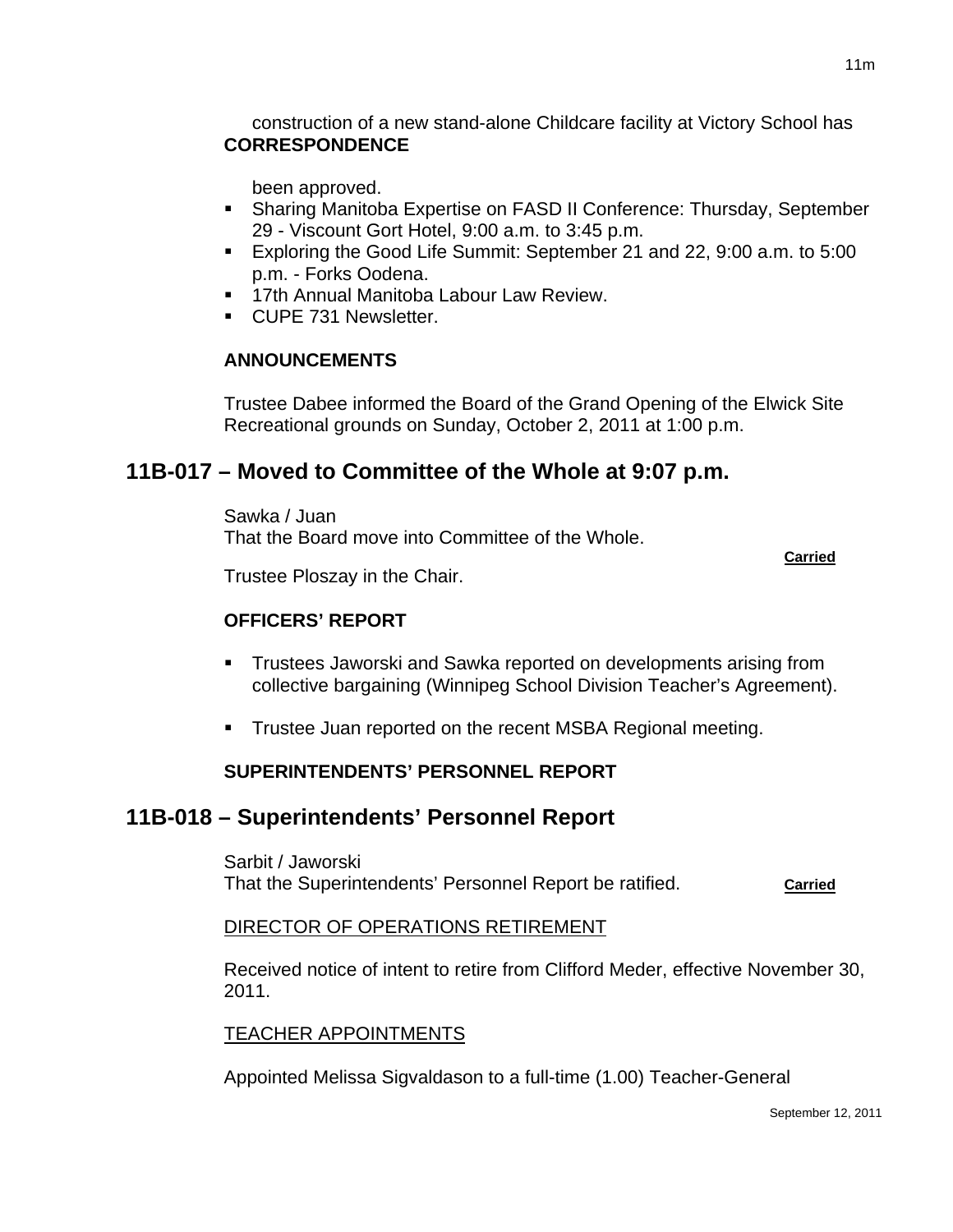construction of a new stand-alone Childcare facility at Victory School has been approved.

**CORRESPONDENCE**

- Sharing Manitoba Expertise on FASD II Conference: Thursday, September 29 - Viscount Gort Hotel, 9:00 a.m. to 3:45 p.m.
- Exploring the Good Life Summit: September 21 and 22, 9:00 a.m. to 5:00 p.m. - Forks Oodena.
- 17th Annual Manitoba Labour Law Review.
- CUPE 731 Newsletter.

**ANNOUNCEMENTS**

Trustee Dabee informed the Board of the Grand Opening of the Elwick Site Recreational grounds on Sunday, October 2, 2011 at 1:00 p.m.

## 11B-017 – Moved to Committee of the Whole at 9:07 p.m.

Sawka / Juan
That the Board move into Committee of the Whole.

**Carried**

Trustee Ploszay in the Chair.

**OFFICERS' REPORT**

- Trustees Jaworski and Sawka reported on developments arising from collective bargaining (Winnipeg School Division Teacher's Agreement).
- Trustee Juan reported on the recent MSBA Regional meeting.

**SUPERINTENDENTS' PERSONNEL REPORT**

## 11B-018 – Superintendents' Personnel Report

Sarbit / Jaworski
That the Superintendents' Personnel Report be ratified. **Carried**

DIRECTOR OF OPERATIONS RETIREMENT

Received notice of intent to retire from Clifford Meder, effective November 30, 2011.

TEACHER APPOINTMENTS

Appointed Melissa Sigvaldason to a full-time (1.00) Teacher-General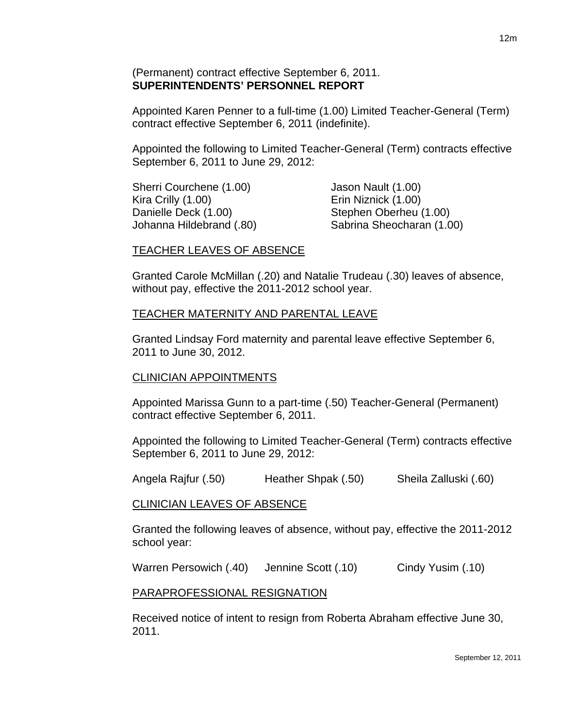(Permanent) contract effective September 6, 2011.

**SUPERINTENDENTS' PERSONNEL REPORT**

Appointed Karen Penner to a full-time (1.00) Limited Teacher-General (Term) contract effective September 6, 2011 (indefinite).

Appointed the following to Limited Teacher-General (Term) contracts effective September 6, 2011 to June 29, 2012:

Sherri Courchene (1.00)
Kira Crilly (1.00)
Danielle Deck (1.00)
Johanna Hildebrand (.80)
Jason Nault (1.00)
Erin Niznick (1.00)
Stephen Oberheu (1.00)
Sabrina Sheocharan (1.00)

TEACHER LEAVES OF ABSENCE

Granted Carole McMillan (.20) and Natalie Trudeau (.30) leaves of absence, without pay, effective the 2011-2012 school year.

TEACHER MATERNITY AND PARENTAL LEAVE

Granted Lindsay Ford maternity and parental leave effective September 6, 2011 to June 30, 2012.

CLINICIAN APPOINTMENTS

Appointed Marissa Gunn to a part-time (.50) Teacher-General (Permanent) contract effective September 6, 2011.

Appointed the following to Limited Teacher-General (Term) contracts effective September 6, 2011 to June 29, 2012:

Angela Rajfur (.50)
Heather Shpak (.50)
Sheila Zalluski (.60)

CLINICIAN LEAVES OF ABSENCE

Granted the following leaves of absence, without pay, effective the 2011-2012 school year:

Warren Persowich (.40)
Jennine Scott (.10)
Cindy Yusim (.10)

PARAPROFESSIONAL RESIGNATION

Received notice of intent to resign from Roberta Abraham effective June 30, 2011.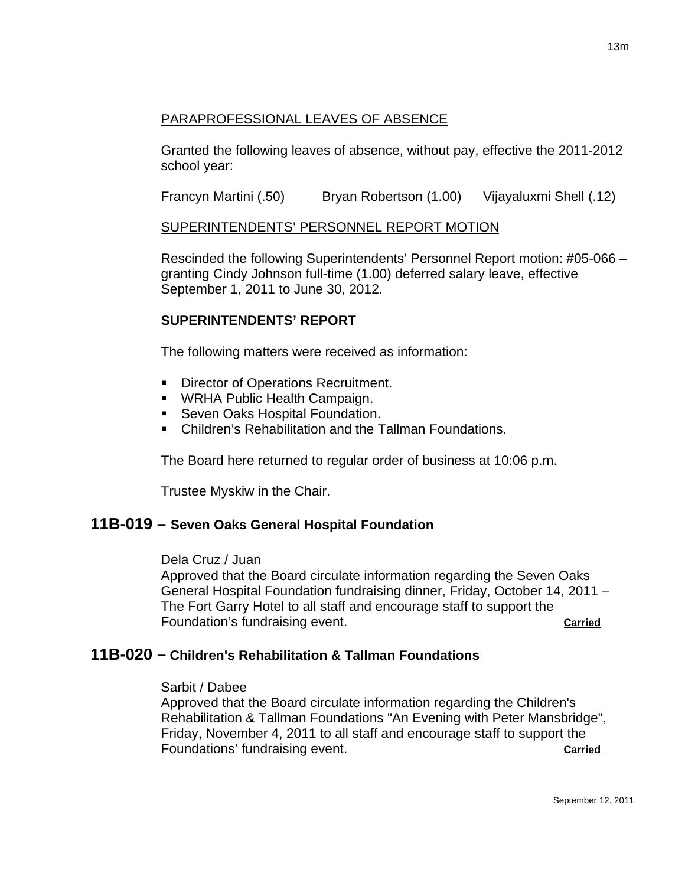PARAPROFESSIONAL LEAVES OF ABSENCE

Granted the following leaves of absence, without pay, effective the 2011-2012 school year:

Francyn Martini (.50) Bryan Robertson (1.00) Vijayaluxmi Shell (.12)

SUPERINTENDENTS' PERSONNEL REPORT MOTION

Rescinded the following Superintendents' Personnel Report motion: #05-066 – granting Cindy Johnson full-time (1.00) deferred salary leave, effective September 1, 2011 to June 30, 2012.

**SUPERINTENDENTS' REPORT**

The following matters were received as information:

- Director of Operations Recruitment.
- WRHA Public Health Campaign.
- Seven Oaks Hospital Foundation.
- Children's Rehabilitation and the Tallman Foundations.

The Board here returned to regular order of business at 10:06 p.m.

Trustee Myskiw in the Chair.

## 11B-019 – Seven Oaks General Hospital Foundation

Dela Cruz / Juan
Approved that the Board circulate information regarding the Seven Oaks General Hospital Foundation fundraising dinner, Friday, October 14, 2011 – The Fort Garry Hotel to all staff and encourage staff to support the Foundation's fundraising event. **Carried**

## 11B-020 – Children's Rehabilitation & Tallman Foundations

Sarbit / Dabee
Approved that the Board circulate information regarding the Children's Rehabilitation & Tallman Foundations "An Evening with Peter Mansbridge", Friday, November 4, 2011 to all staff and encourage staff to support the Foundations' fundraising event. **Carried**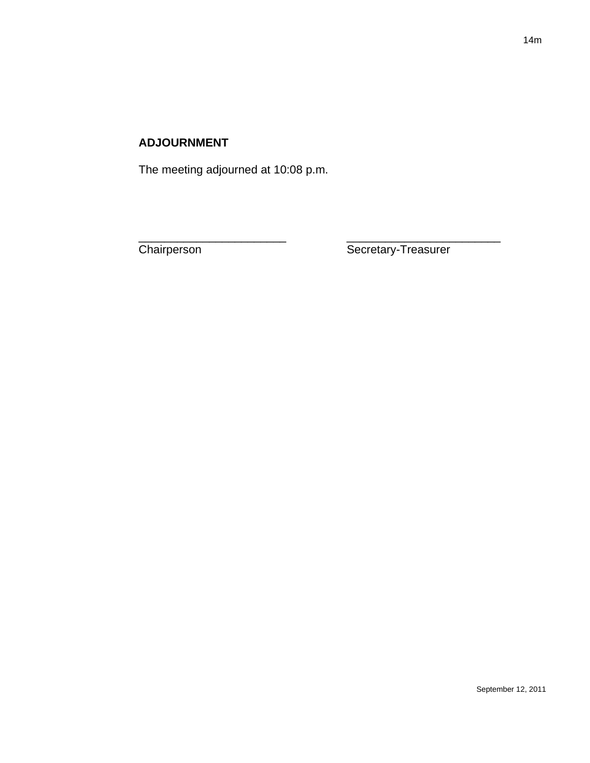**ADJOURNMENT**

The meeting adjourned at 10:08 p.m.

_______________________ Chairperson

________________________ Secretary-Treasurer